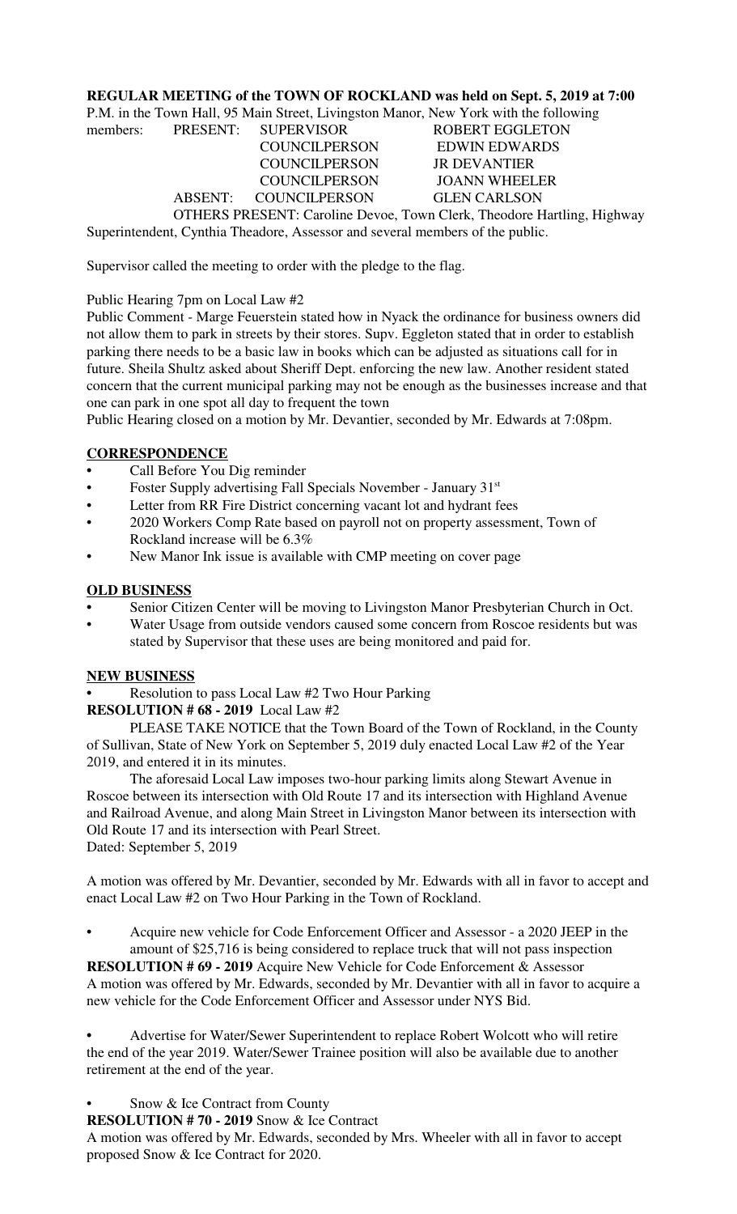**REGULAR MEETING of the TOWN OF ROCKLAND was held on Sept. 5, 2019 at 7:00** P.M. in the Town Hall, 95 Main Street, Livingston Manor, New York with the following members:

| | | | |
|---|---|---|---|
| PRESENT: | SUPERVISOR | ROBERT EGGLETON |
| | COUNCILPERSON | EDWIN EDWARDS |
| | COUNCILPERSON | JR DEVANTIER |
| | COUNCILPERSON | JOANN WHEELER |
| ABSENT: | COUNCILPERSON | GLEN CARLSON |

OTHERS PRESENT: Caroline Devoe, Town Clerk, Theodore Hartling, Highway Superintendent, Cynthia Theadore, Assessor and several members of the public.

Supervisor called the meeting to order with the pledge to the flag.

Public Hearing 7pm on Local Law #2

Public Comment - Marge Feuerstein stated how in Nyack the ordinance for business owners did not allow them to park in streets by their stores. Supv. Eggleton stated that in order to establish parking there needs to be a basic law in books which can be adjusted as situations call for in future. Sheila Shultz asked about Sheriff Dept. enforcing the new law. Another resident stated concern that the current municipal parking may not be enough as the businesses increase and that one can park in one spot all day to frequent the town

Public Hearing closed on a motion by Mr. Devantier, seconded by Mr. Edwards at 7:08pm.

## CORRESPONDENCE

- Call Before You Dig reminder
- Foster Supply advertising Fall Specials November - January 31st
- Letter from RR Fire District concerning vacant lot and hydrant fees
- 2020 Workers Comp Rate based on payroll not on property assessment, Town of Rockland increase will be 6.3%
- New Manor Ink issue is available with CMP meeting on cover page

## OLD BUSINESS

- Senior Citizen Center will be moving to Livingston Manor Presbyterian Church in Oct.
- Water Usage from outside vendors caused some concern from Roscoe residents but was stated by Supervisor that these uses are being monitored and paid for.

## NEW BUSINESS

- Resolution to pass Local Law #2 Two Hour Parking

**RESOLUTION # 68 - 2019** Local Law #2

PLEASE TAKE NOTICE that the Town Board of the Town of Rockland, in the County of Sullivan, State of New York on September 5, 2019 duly enacted Local Law #2 of the Year 2019, and entered it in its minutes.

The aforesaid Local Law imposes two-hour parking limits along Stewart Avenue in Roscoe between its intersection with Old Route 17 and its intersection with Highland Avenue and Railroad Avenue, and along Main Street in Livingston Manor between its intersection with Old Route 17 and its intersection with Pearl Street.

Dated: September 5, 2019

A motion was offered by Mr. Devantier, seconded by Mr. Edwards with all in favor to accept and enact Local Law #2 on Two Hour Parking in the Town of Rockland.

- Acquire new vehicle for Code Enforcement Officer and Assessor - a 2020 JEEP in the amount of $25,716 is being considered to replace truck that will not pass inspection

**RESOLUTION # 69 - 2019** Acquire New Vehicle for Code Enforcement & Assessor

A motion was offered by Mr. Edwards, seconded by Mr. Devantier with all in favor to acquire a new vehicle for the Code Enforcement Officer and Assessor under NYS Bid.

- Advertise for Water/Sewer Superintendent to replace Robert Wolcott who will retire the end of the year 2019. Water/Sewer Trainee position will also be available due to another retirement at the end of the year.

- Snow & Ice Contract from County

**RESOLUTION # 70 - 2019** Snow & Ice Contract

A motion was offered by Mr. Edwards, seconded by Mrs. Wheeler with all in favor to accept proposed Snow & Ice Contract for 2020.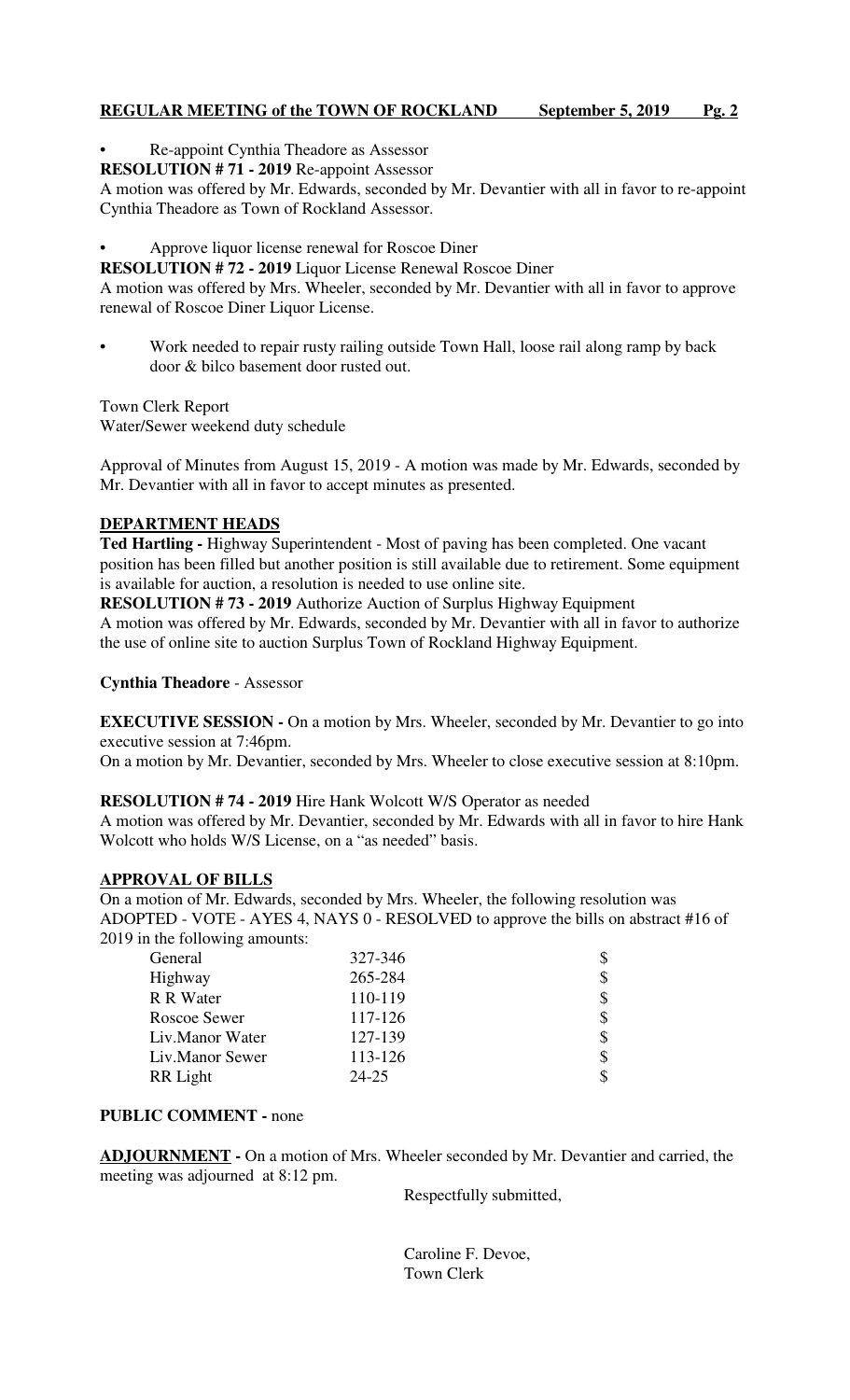- Re-appoint Cynthia Theadore as Assessor

**RESOLUTION # 71 - 2019** Re-appoint Assessor

A motion was offered by Mr. Edwards, seconded by Mr. Devantier with all in favor to re-appoint Cynthia Theadore as Town of Rockland Assessor.

- Approve liquor license renewal for Roscoe Diner

**RESOLUTION # 72 - 2019** Liquor License Renewal Roscoe Diner

A motion was offered by Mrs. Wheeler, seconded by Mr. Devantier with all in favor to approve renewal of Roscoe Diner Liquor License.

- Work needed to repair rusty railing outside Town Hall, loose rail along ramp by back door & bilco basement door rusted out.

Town Clerk Report

Water/Sewer weekend duty schedule

Approval of Minutes from August 15, 2019 - A motion was made by Mr. Edwards, seconded by Mr. Devantier with all in favor to accept minutes as presented.

## DEPARTMENT HEADS

**Ted Hartling -** Highway Superintendent - Most of paving has been completed. One vacant position has been filled but another position is still available due to retirement. Some equipment is available for auction, a resolution is needed to use online site.

**RESOLUTION # 73 - 2019** Authorize Auction of Surplus Highway Equipment

A motion was offered by Mr. Edwards, seconded by Mr. Devantier with all in favor to authorize the use of online site to auction Surplus Town of Rockland Highway Equipment.

**Cynthia Theadore** - Assessor

**EXECUTIVE SESSION -** On a motion by Mrs. Wheeler, seconded by Mr. Devantier to go into executive session at 7:46pm.

On a motion by Mr. Devantier, seconded by Mrs. Wheeler to close executive session at 8:10pm.

**RESOLUTION # 74 - 2019** Hire Hank Wolcott W/S Operator as needed

A motion was offered by Mr. Devantier, seconded by Mr. Edwards with all in favor to hire Hank Wolcott who holds W/S License, on a "as needed" basis.

## APPROVAL OF BILLS

On a motion of Mr. Edwards, seconded by Mrs. Wheeler, the following resolution was ADOPTED - VOTE - AYES 4, NAYS 0 - RESOLVED to approve the bills on abstract #16 of 2019 in the following amounts:

| | | |
|---|---|---|
| General | 327-346 | $ |
| Highway | 265-284 | $ |
| R R Water | 110-119 | $ |
| Roscoe Sewer | 117-126 | $ |
| Liv.Manor Water | 127-139 | $ |
| Liv.Manor Sewer | 113-126 | $ |
| RR Light | 24-25 | $ |

**PUBLIC COMMENT -** none

**ADJOURNMENT -** On a motion of Mrs. Wheeler seconded by Mr. Devantier and carried, the meeting was adjourned at 8:12 pm.

Respectfully submitted,

Caroline F. Devoe,
Town Clerk